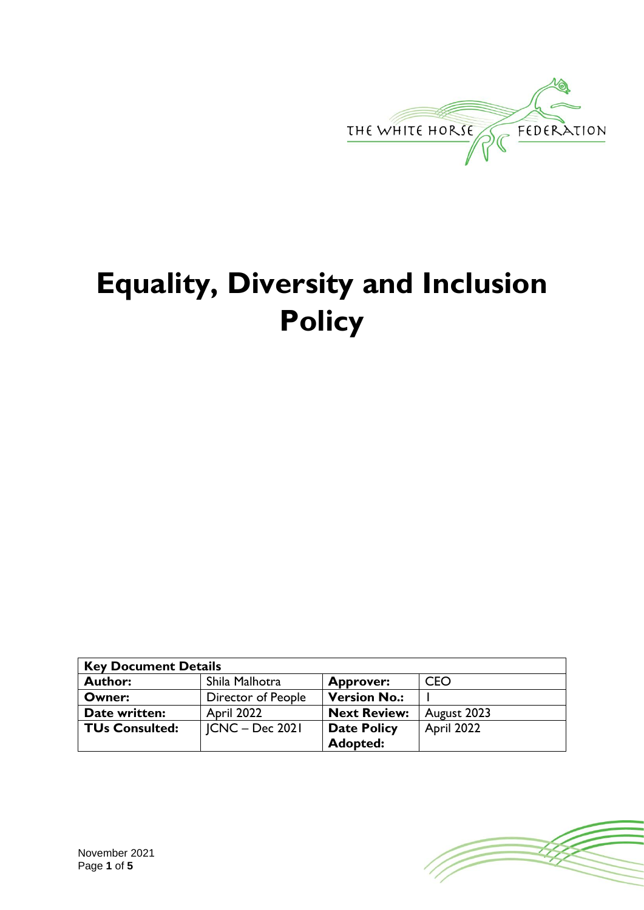# Equality, Diversity and Inclusion Policy

| Key Document Details | | | |
|---|---|---|---|
| **Author:** | Shila Malhotra | **Approver:** | CEO |
| **Owner:** | Director of People | **Version No.:** | 1 |
| **Date written:** | April 2022 | **Next Review:** | August 2023 |
| **TUs Consulted:** | JCNC – Dec 2021 | **Date Policy Adopted:** | April 2022 |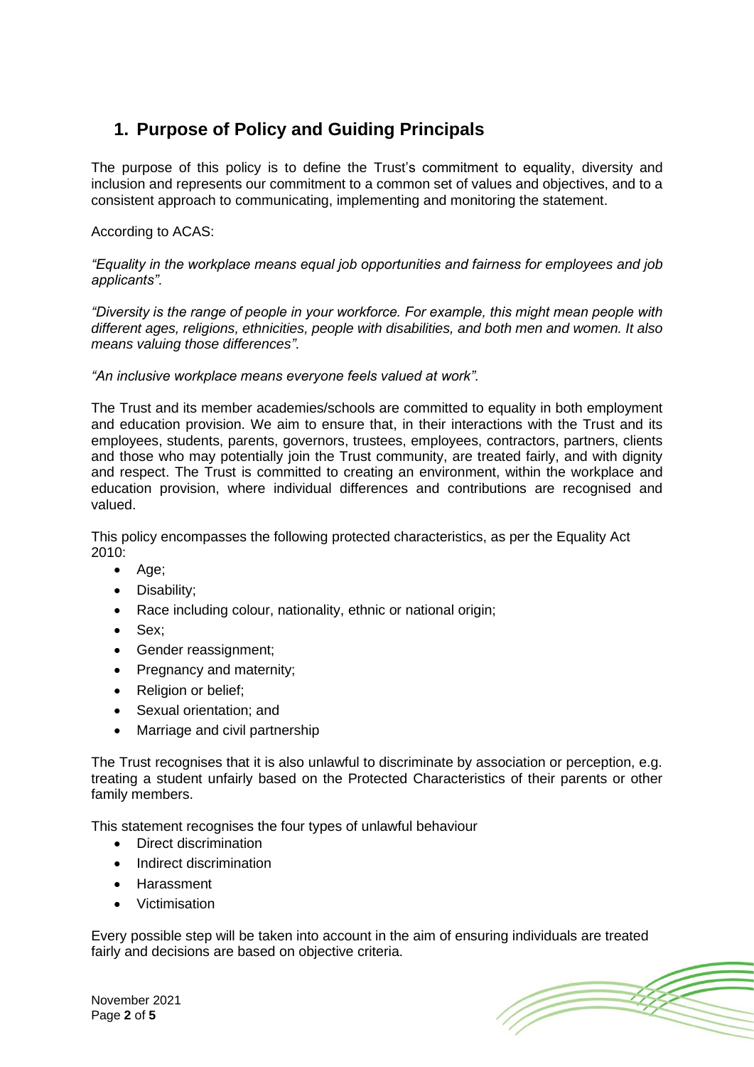## 1. Purpose of Policy and Guiding Principals

The purpose of this policy is to define the Trust's commitment to equality, diversity and inclusion and represents our commitment to a common set of values and objectives, and to a consistent approach to communicating, implementing and monitoring the statement.

According to ACAS:

*"Equality in the workplace means equal job opportunities and fairness for employees and job applicants".*

*"Diversity is the range of people in your workforce. For example, this might mean people with different ages, religions, ethnicities, people with disabilities, and both men and women. It also means valuing those differences".*

*"An inclusive workplace means everyone feels valued at work".*

The Trust and its member academies/schools are committed to equality in both employment and education provision. We aim to ensure that, in their interactions with the Trust and its employees, students, parents, governors, trustees, employees, contractors, partners, clients and those who may potentially join the Trust community, are treated fairly, and with dignity and respect. The Trust is committed to creating an environment, within the workplace and education provision, where individual differences and contributions are recognised and valued.

This policy encompasses the following protected characteristics, as per the Equality Act 2010:

- Age;
- Disability;
- Race including colour, nationality, ethnic or national origin;
- Sex;
- Gender reassignment;
- Pregnancy and maternity;
- Religion or belief;
- Sexual orientation; and
- Marriage and civil partnership

The Trust recognises that it is also unlawful to discriminate by association or perception, e.g. treating a student unfairly based on the Protected Characteristics of their parents or other family members.

This statement recognises the four types of unlawful behaviour

- Direct discrimination
- Indirect discrimination
- Harassment
- Victimisation

Every possible step will be taken into account in the aim of ensuring individuals are treated fairly and decisions are based on objective criteria.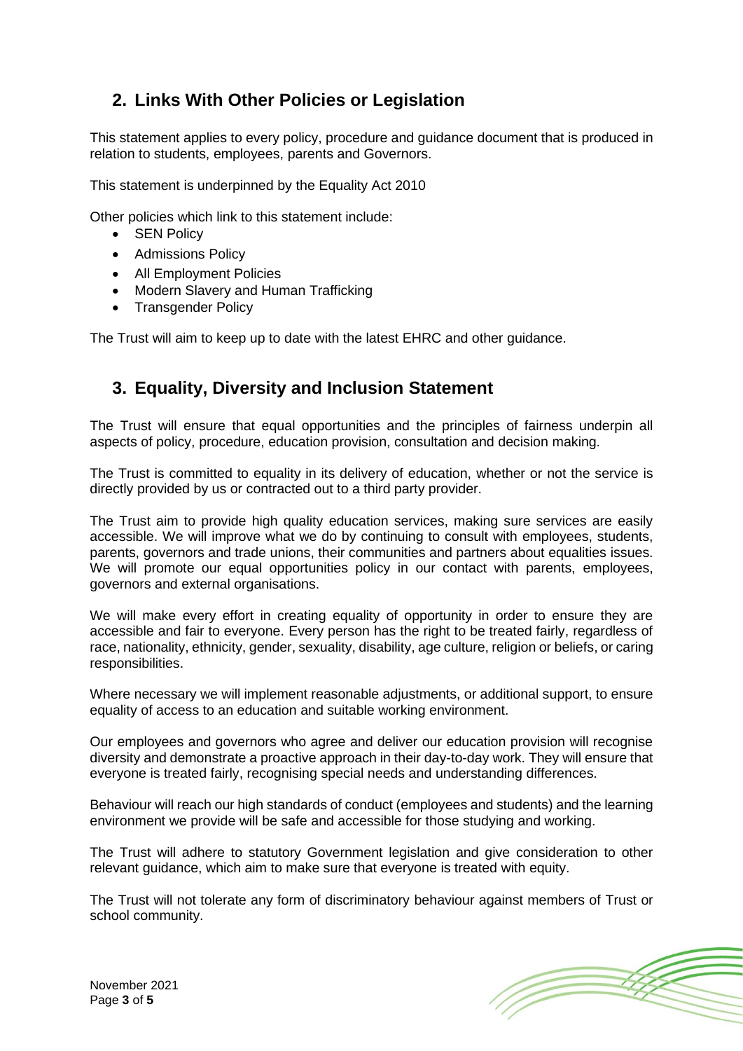## 2. Links With Other Policies or Legislation

This statement applies to every policy, procedure and guidance document that is produced in relation to students, employees, parents and Governors.

This statement is underpinned by the Equality Act 2010

Other policies which link to this statement include:

- SEN Policy
- Admissions Policy
- All Employment Policies
- Modern Slavery and Human Trafficking
- Transgender Policy

The Trust will aim to keep up to date with the latest EHRC and other guidance.

## 3. Equality, Diversity and Inclusion Statement

The Trust will ensure that equal opportunities and the principles of fairness underpin all aspects of policy, procedure, education provision, consultation and decision making.

The Trust is committed to equality in its delivery of education, whether or not the service is directly provided by us or contracted out to a third party provider.

The Trust aim to provide high quality education services, making sure services are easily accessible. We will improve what we do by continuing to consult with employees, students, parents, governors and trade unions, their communities and partners about equalities issues. We will promote our equal opportunities policy in our contact with parents, employees, governors and external organisations.

We will make every effort in creating equality of opportunity in order to ensure they are accessible and fair to everyone. Every person has the right to be treated fairly, regardless of race, nationality, ethnicity, gender, sexuality, disability, age culture, religion or beliefs, or caring responsibilities.

Where necessary we will implement reasonable adjustments, or additional support, to ensure equality of access to an education and suitable working environment.

Our employees and governors who agree and deliver our education provision will recognise diversity and demonstrate a proactive approach in their day-to-day work. They will ensure that everyone is treated fairly, recognising special needs and understanding differences.

Behaviour will reach our high standards of conduct (employees and students) and the learning environment we provide will be safe and accessible for those studying and working.

The Trust will adhere to statutory Government legislation and give consideration to other relevant guidance, which aim to make sure that everyone is treated with equity.

The Trust will not tolerate any form of discriminatory behaviour against members of Trust or school community.

November 2021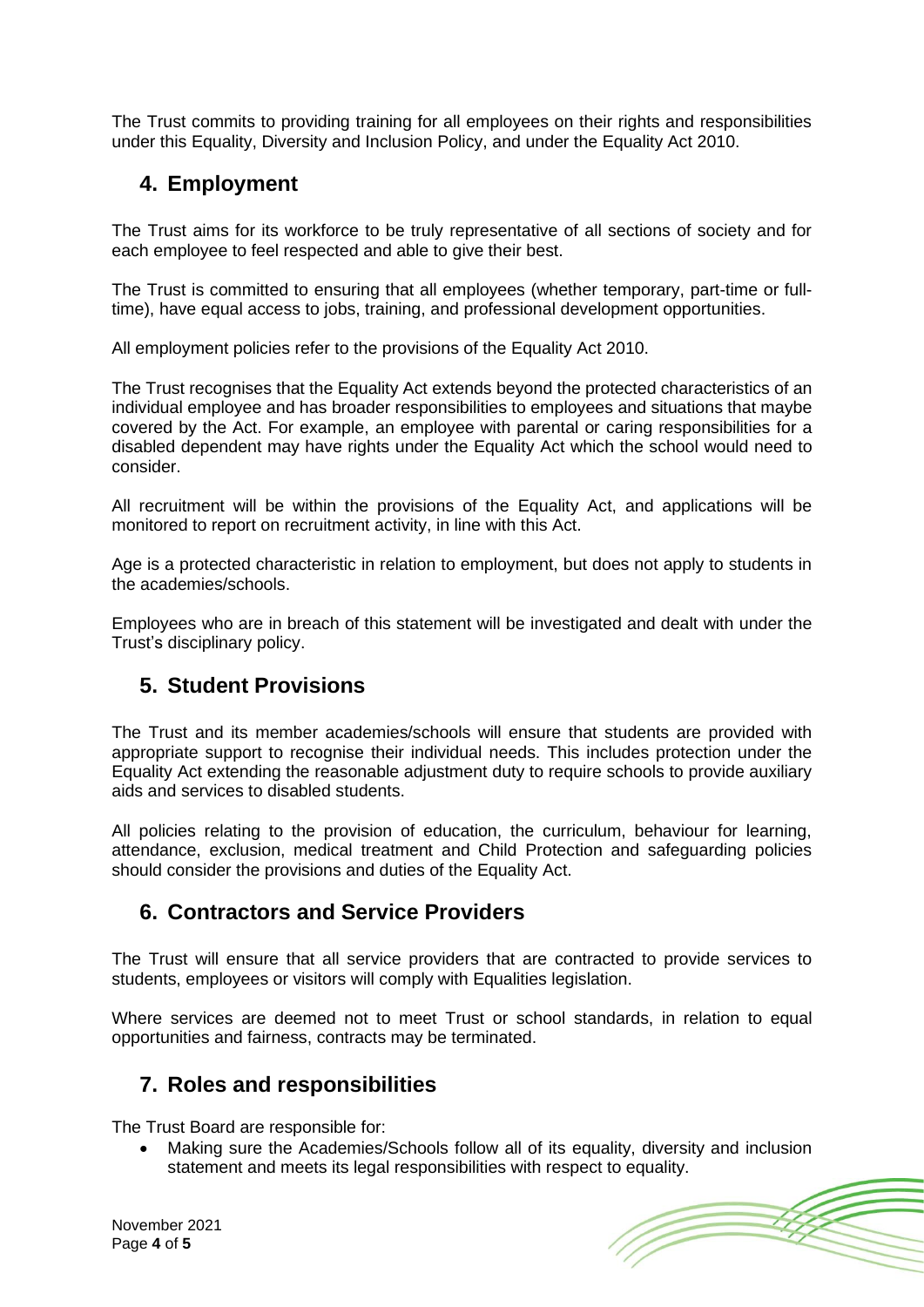The Trust commits to providing training for all employees on their rights and responsibilities under this Equality, Diversity and Inclusion Policy, and under the Equality Act 2010.

## 4. Employment

The Trust aims for its workforce to be truly representative of all sections of society and for each employee to feel respected and able to give their best.

The Trust is committed to ensuring that all employees (whether temporary, part-time or full-time), have equal access to jobs, training, and professional development opportunities.

All employment policies refer to the provisions of the Equality Act 2010.

The Trust recognises that the Equality Act extends beyond the protected characteristics of an individual employee and has broader responsibilities to employees and situations that maybe covered by the Act. For example, an employee with parental or caring responsibilities for a disabled dependent may have rights under the Equality Act which the school would need to consider.

All recruitment will be within the provisions of the Equality Act, and applications will be monitored to report on recruitment activity, in line with this Act.

Age is a protected characteristic in relation to employment, but does not apply to students in the academies/schools.

Employees who are in breach of this statement will be investigated and dealt with under the Trust's disciplinary policy.

## 5. Student Provisions

The Trust and its member academies/schools will ensure that students are provided with appropriate support to recognise their individual needs. This includes protection under the Equality Act extending the reasonable adjustment duty to require schools to provide auxiliary aids and services to disabled students.

All policies relating to the provision of education, the curriculum, behaviour for learning, attendance, exclusion, medical treatment and Child Protection and safeguarding policies should consider the provisions and duties of the Equality Act.

## 6. Contractors and Service Providers

The Trust will ensure that all service providers that are contracted to provide services to students, employees or visitors will comply with Equalities legislation.

Where services are deemed not to meet Trust or school standards, in relation to equal opportunities and fairness, contracts may be terminated.

## 7. Roles and responsibilities

The Trust Board are responsible for:

- Making sure the Academies/Schools follow all of its equality, diversity and inclusion statement and meets its legal responsibilities with respect to equality.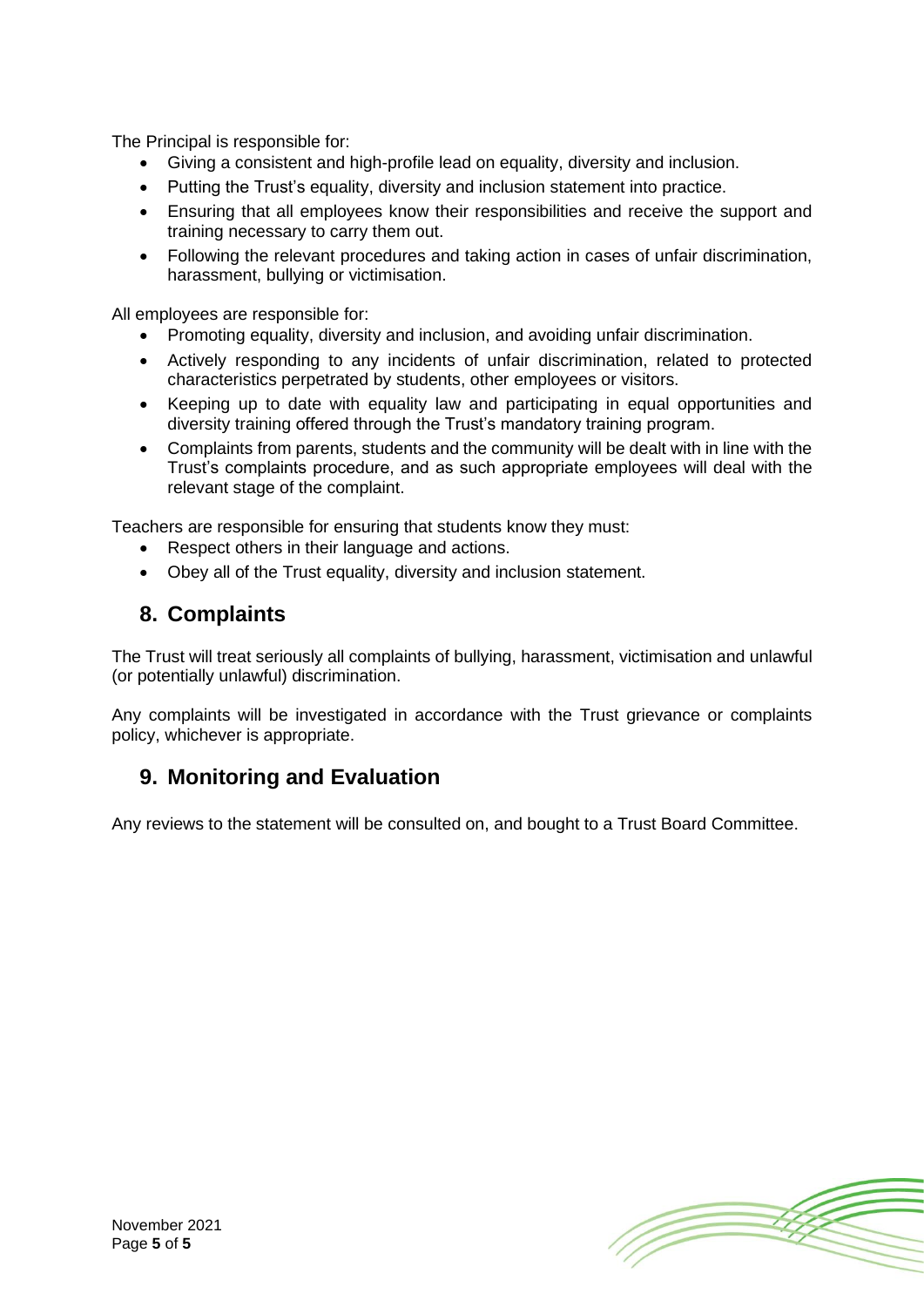The Principal is responsible for:

- Giving a consistent and high-profile lead on equality, diversity and inclusion.
- Putting the Trust's equality, diversity and inclusion statement into practice.
- Ensuring that all employees know their responsibilities and receive the support and training necessary to carry them out.
- Following the relevant procedures and taking action in cases of unfair discrimination, harassment, bullying or victimisation.

All employees are responsible for:

- Promoting equality, diversity and inclusion, and avoiding unfair discrimination.
- Actively responding to any incidents of unfair discrimination, related to protected characteristics perpetrated by students, other employees or visitors.
- Keeping up to date with equality law and participating in equal opportunities and diversity training offered through the Trust's mandatory training program.
- Complaints from parents, students and the community will be dealt with in line with the Trust's complaints procedure, and as such appropriate employees will deal with the relevant stage of the complaint.

Teachers are responsible for ensuring that students know they must:

- Respect others in their language and actions.
- Obey all of the Trust equality, diversity and inclusion statement.

## 8. Complaints

The Trust will treat seriously all complaints of bullying, harassment, victimisation and unlawful (or potentially unlawful) discrimination.

Any complaints will be investigated in accordance with the Trust grievance or complaints policy, whichever is appropriate.

## 9. Monitoring and Evaluation

Any reviews to the statement will be consulted on, and bought to a Trust Board Committee.

November 2021